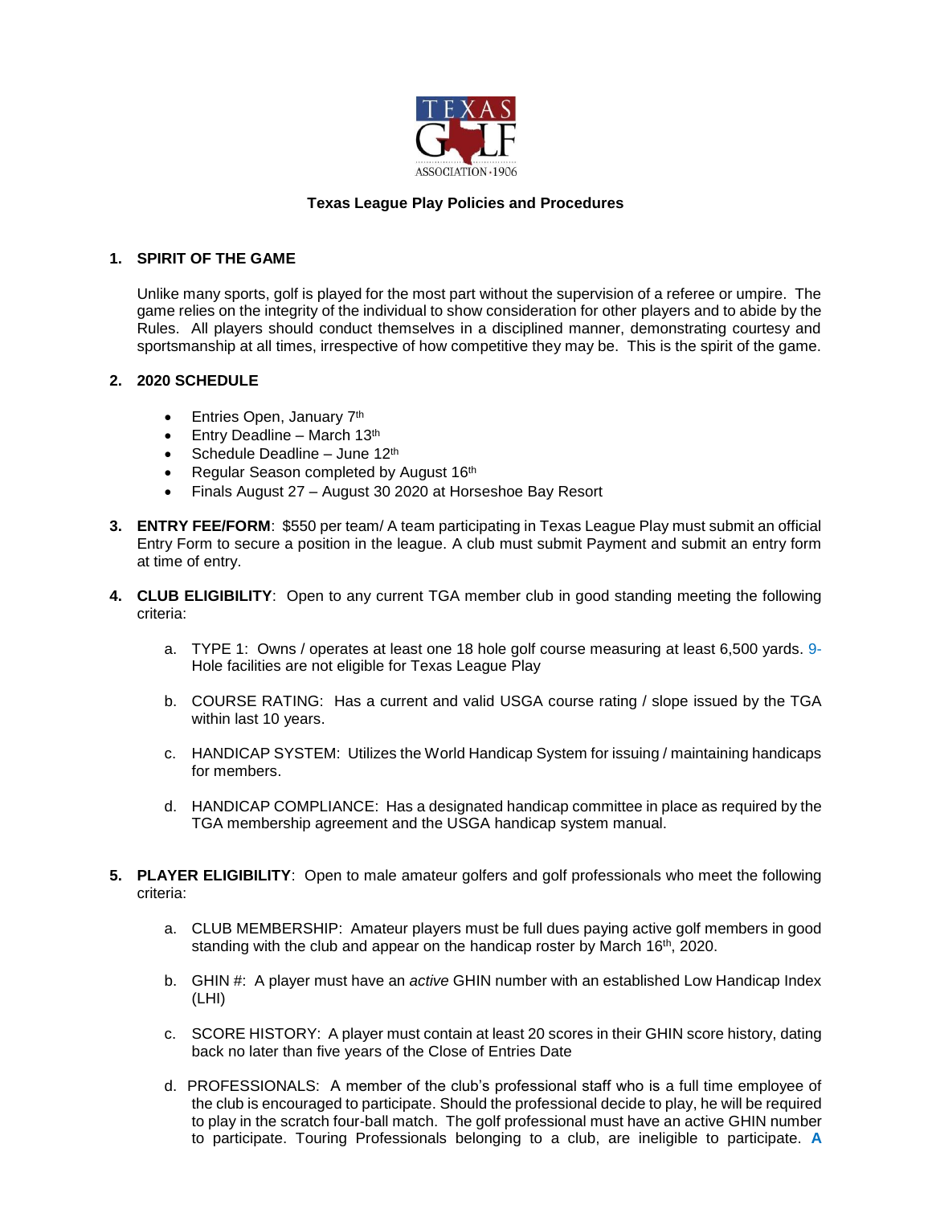# Texas League Play Policies and Procedures

## 1. SPIRIT OF THE GAME

Unlike many sports, golf is played for the most part without the supervision of a referee or umpire. The game relies on the integrity of the individual to show consideration for other players and to abide by the Rules. All players should conduct themselves in a disciplined manner, demonstrating courtesy and sportsmanship at all times, irrespective of how competitive they may be. This is the spirit of the game.

## 2. 2020 SCHEDULE

- Entries Open, January 7th
- Entry Deadline – March 13th
- Schedule Deadline – June 12th
- Regular Season completed by August 16th
- Finals August 27 – August 30 2020 at Horseshoe Bay Resort

**3. ENTRY FEE/FORM**: $550 per team/ A team participating in Texas League Play must submit an official Entry Form to secure a position in the league. A club must submit Payment and submit an entry form at time of entry.

**4. CLUB ELIGIBILITY**: Open to any current TGA member club in good standing meeting the following criteria:

a. TYPE 1: Owns / operates at least one 18 hole golf course measuring at least 6,500 yards. 9-Hole facilities are not eligible for Texas League Play

b. COURSE RATING: Has a current and valid USGA course rating / slope issued by the TGA within last 10 years.

c. HANDICAP SYSTEM: Utilizes the World Handicap System for issuing / maintaining handicaps for members.

d. HANDICAP COMPLIANCE: Has a designated handicap committee in place as required by the TGA membership agreement and the USGA handicap system manual.

**5. PLAYER ELIGIBILITY**: Open to male amateur golfers and golf professionals who meet the following criteria:

a. CLUB MEMBERSHIP: Amateur players must be full dues paying active golf members in good standing with the club and appear on the handicap roster by March 16th, 2020.

b. GHIN #: A player must have an *active* GHIN number with an established Low Handicap Index (LHI)

c. SCORE HISTORY: A player must contain at least 20 scores in their GHIN score history, dating back no later than five years of the Close of Entries Date

d. PROFESSIONALS: A member of the club's professional staff who is a full time employee of the club is encouraged to participate. Should the professional decide to play, he will be required to play in the scratch four-ball match. The golf professional must have an active GHIN number to participate. Touring Professionals belonging to a club, are ineligible to participate. **A**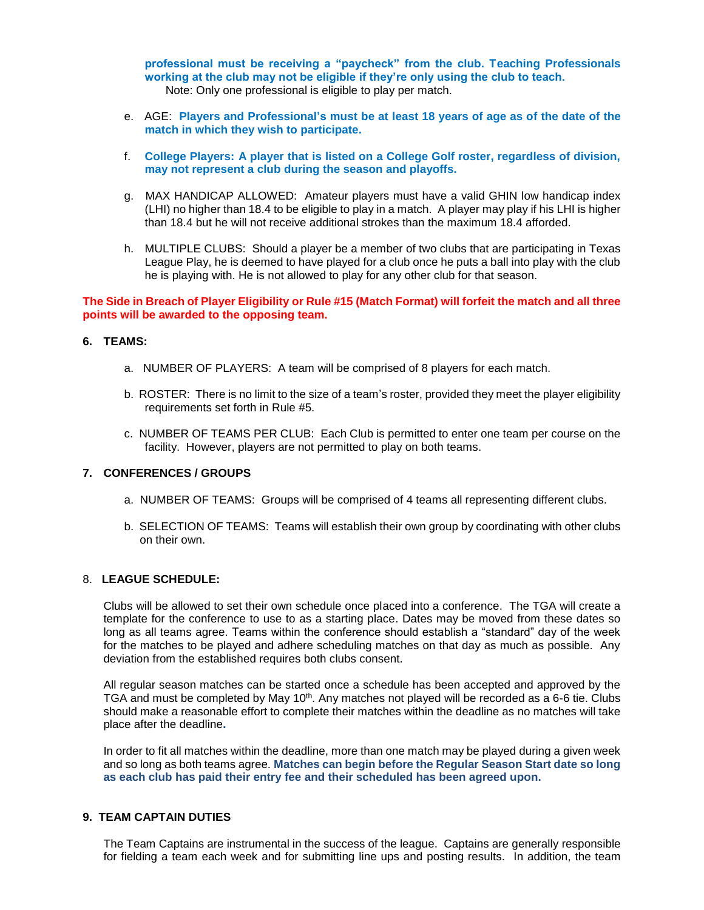**professional must be receiving a "paycheck" from the club. Teaching Professionals working at the club may not be eligible if they're only using the club to teach.**
Note: Only one professional is eligible to play per match.

e. AGE: **Players and Professional's must be at least 18 years of age as of the date of the match in which they wish to participate.**

f. **College Players: A player that is listed on a College Golf roster, regardless of division, may not represent a club during the season and playoffs.**

g. MAX HANDICAP ALLOWED: Amateur players must have a valid GHIN low handicap index (LHI) no higher than 18.4 to be eligible to play in a match. A player may play if his LHI is higher than 18.4 but he will not receive additional strokes than the maximum 18.4 afforded.

h. MULTIPLE CLUBS: Should a player be a member of two clubs that are participating in Texas League Play, he is deemed to have played for a club once he puts a ball into play with the club he is playing with. He is not allowed to play for any other club for that season.

**The Side in Breach of Player Eligibility or Rule #15 (Match Format) will forfeit the match and all three points will be awarded to the opposing team.**

**6. TEAMS:**

a. NUMBER OF PLAYERS: A team will be comprised of 8 players for each match.

b. ROSTER: There is no limit to the size of a team's roster, provided they meet the player eligibility requirements set forth in Rule #5.

c. NUMBER OF TEAMS PER CLUB: Each Club is permitted to enter one team per course on the facility. However, players are not permitted to play on both teams.

**7. CONFERENCES / GROUPS**

a. NUMBER OF TEAMS: Groups will be comprised of 4 teams all representing different clubs.

b. SELECTION OF TEAMS: Teams will establish their own group by coordinating with other clubs on their own.

8. **LEAGUE SCHEDULE:**

Clubs will be allowed to set their own schedule once placed into a conference. The TGA will create a template for the conference to use to as a starting place. Dates may be moved from these dates so long as all teams agree. Teams within the conference should establish a "standard" day of the week for the matches to be played and adhere scheduling matches on that day as much as possible. Any deviation from the established requires both clubs consent.

All regular season matches can be started once a schedule has been accepted and approved by the TGA and must be completed by May 10th. Any matches not played will be recorded as a 6-6 tie. Clubs should make a reasonable effort to complete their matches within the deadline as no matches will take place after the deadline.

In order to fit all matches within the deadline, more than one match may be played during a given week and so long as both teams agree. **Matches can begin before the Regular Season Start date so long as each club has paid their entry fee and their scheduled has been agreed upon.**

**9. TEAM CAPTAIN DUTIES**

The Team Captains are instrumental in the success of the league. Captains are generally responsible for fielding a team each week and for submitting line ups and posting results. In addition, the team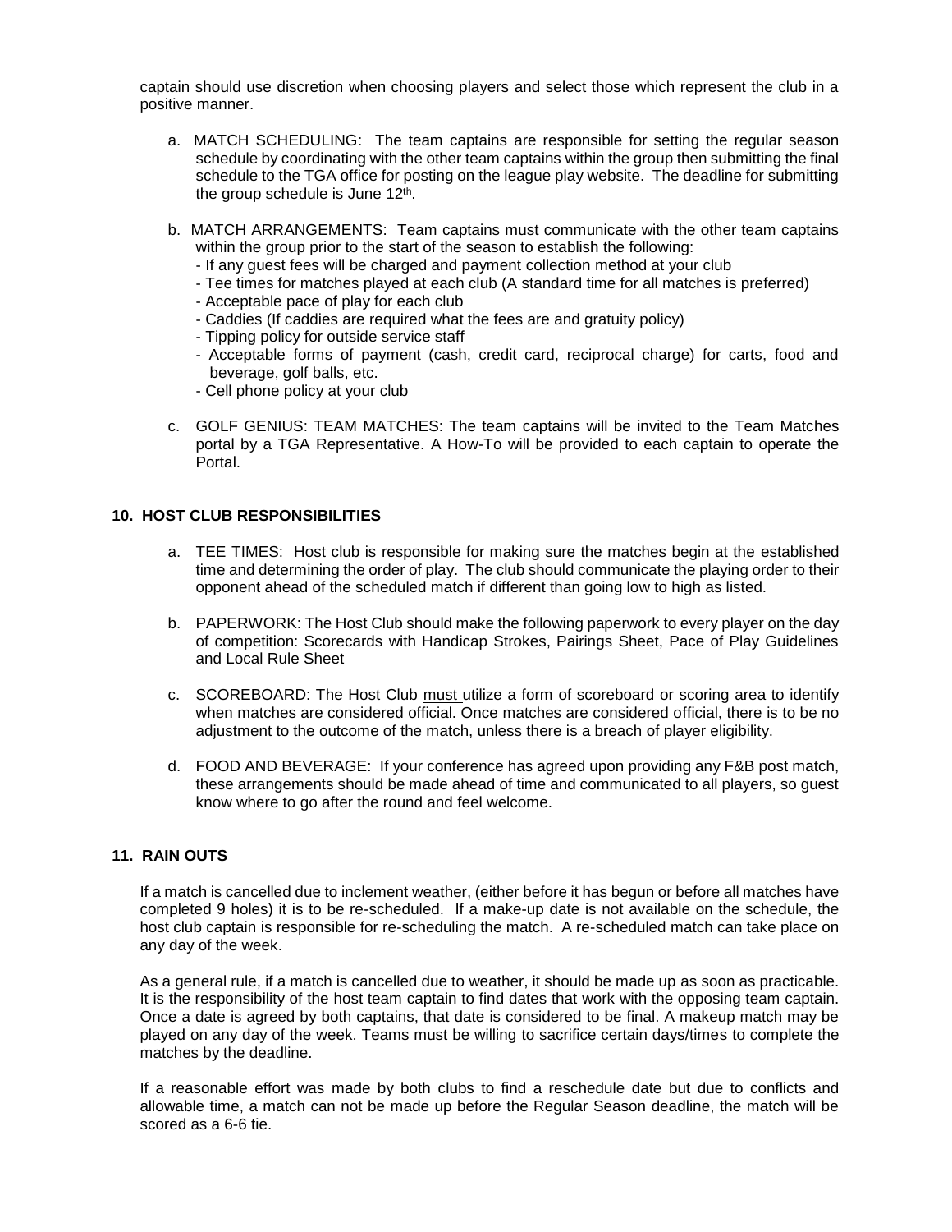captain should use discretion when choosing players and select those which represent the club in a positive manner.

a. MATCH SCHEDULING: The team captains are responsible for setting the regular season schedule by coordinating with the other team captains within the group then submitting the final schedule to the TGA office for posting on the league play website. The deadline for submitting the group schedule is June 12th.

b. MATCH ARRANGEMENTS: Team captains must communicate with the other team captains within the group prior to the start of the season to establish the following:
   - If any guest fees will be charged and payment collection method at your club
   - Tee times for matches played at each club (A standard time for all matches is preferred)
   - Acceptable pace of play for each club
   - Caddies (If caddies are required what the fees are and gratuity policy)
   - Tipping policy for outside service staff
   - Acceptable forms of payment (cash, credit card, reciprocal charge) for carts, food and beverage, golf balls, etc.
   - Cell phone policy at your club

c. GOLF GENIUS: TEAM MATCHES: The team captains will be invited to the Team Matches portal by a TGA Representative. A How-To will be provided to each captain to operate the Portal.

## 10. HOST CLUB RESPONSIBILITIES

a. TEE TIMES: Host club is responsible for making sure the matches begin at the established time and determining the order of play. The club should communicate the playing order to their opponent ahead of the scheduled match if different than going low to high as listed.

b. PAPERWORK: The Host Club should make the following paperwork to every player on the day of competition: Scorecards with Handicap Strokes, Pairings Sheet, Pace of Play Guidelines and Local Rule Sheet

c. SCOREBOARD: The Host Club <u>must</u> utilize a form of scoreboard or scoring area to identify when matches are considered official. Once matches are considered official, there is to be no adjustment to the outcome of the match, unless there is a breach of player eligibility.

d. FOOD AND BEVERAGE: If your conference has agreed upon providing any F&B post match, these arrangements should be made ahead of time and communicated to all players, so guest know where to go after the round and feel welcome.

## 11. RAIN OUTS

If a match is cancelled due to inclement weather, (either before it has begun or before all matches have completed 9 holes) it is to be re-scheduled. If a make-up date is not available on the schedule, the <u>host club captain</u> is responsible for re-scheduling the match. A re-scheduled match can take place on any day of the week.

As a general rule, if a match is cancelled due to weather, it should be made up as soon as practicable. It is the responsibility of the host team captain to find dates that work with the opposing team captain. Once a date is agreed by both captains, that date is considered to be final. A makeup match may be played on any day of the week. Teams must be willing to sacrifice certain days/times to complete the matches by the deadline.

If a reasonable effort was made by both clubs to find a reschedule date but due to conflicts and allowable time, a match can not be made up before the Regular Season deadline, the match will be scored as a 6-6 tie.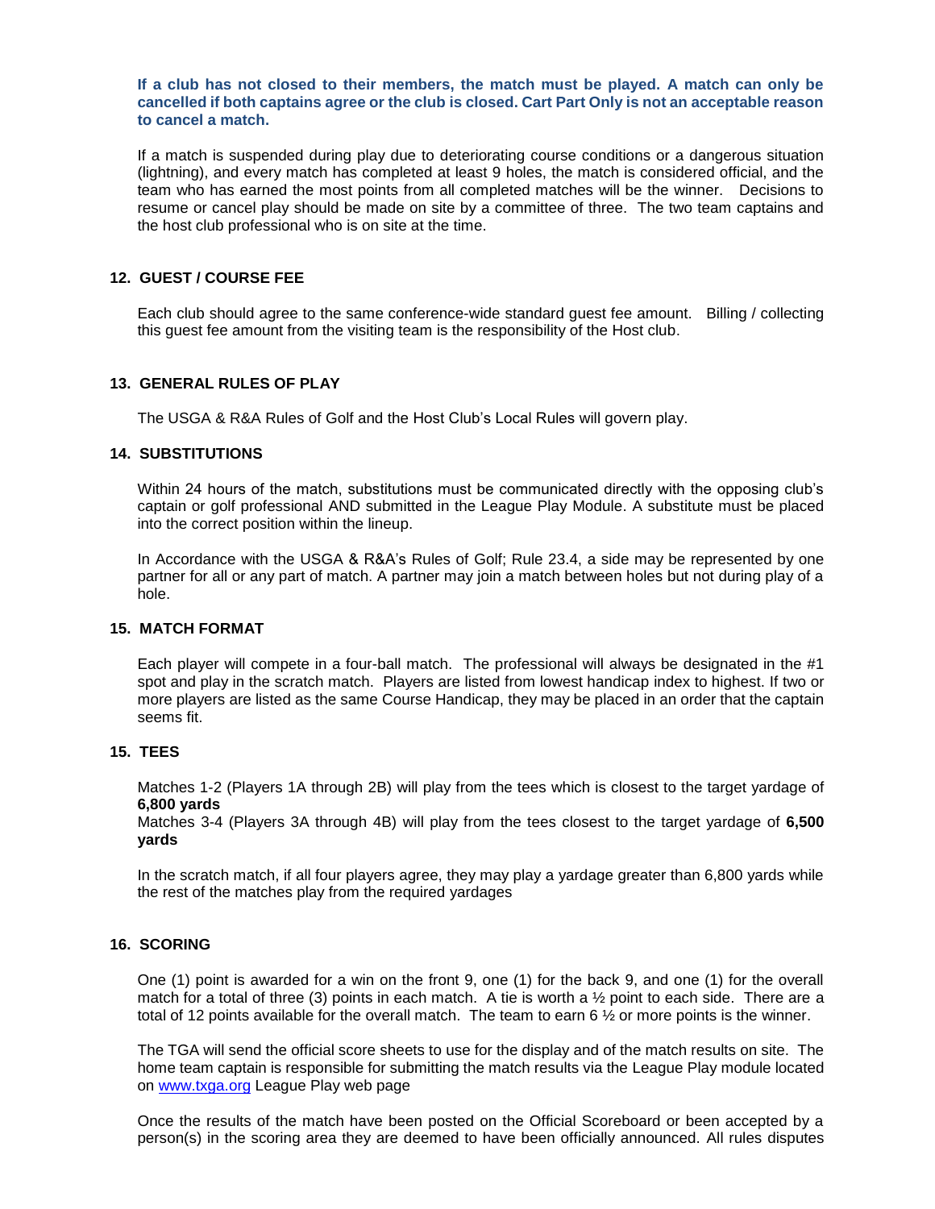**If a club has not closed to their members, the match must be played. A match can only be cancelled if both captains agree or the club is closed. Cart Part Only is not an acceptable reason to cancel a match.**

If a match is suspended during play due to deteriorating course conditions or a dangerous situation (lightning), and every match has completed at least 9 holes, the match is considered official, and the team who has earned the most points from all completed matches will be the winner. Decisions to resume or cancel play should be made on site by a committee of three. The two team captains and the host club professional who is on site at the time.

## 12. GUEST / COURSE FEE

Each club should agree to the same conference-wide standard guest fee amount. Billing / collecting this guest fee amount from the visiting team is the responsibility of the Host club.

## 13. GENERAL RULES OF PLAY

The USGA & R&A Rules of Golf and the Host Club's Local Rules will govern play.

## 14. SUBSTITUTIONS

Within 24 hours of the match, substitutions must be communicated directly with the opposing club's captain or golf professional AND submitted in the League Play Module. A substitute must be placed into the correct position within the lineup.

In Accordance with the USGA & R&A's Rules of Golf; Rule 23.4, a side may be represented by one partner for all or any part of match. A partner may join a match between holes but not during play of a hole.

## 15. MATCH FORMAT

Each player will compete in a four-ball match. The professional will always be designated in the #1 spot and play in the scratch match. Players are listed from lowest handicap index to highest. If two or more players are listed as the same Course Handicap, they may be placed in an order that the captain seems fit.

## 15. TEES

Matches 1-2 (Players 1A through 2B) will play from the tees which is closest to the target yardage of **6,800 yards**
Matches 3-4 (Players 3A through 4B) will play from the tees closest to the target yardage of **6,500 yards**

In the scratch match, if all four players agree, they may play a yardage greater than 6,800 yards while the rest of the matches play from the required yardages

## 16. SCORING

One (1) point is awarded for a win on the front 9, one (1) for the back 9, and one (1) for the overall match for a total of three (3) points in each match. A tie is worth a ½ point to each side. There are a total of 12 points available for the overall match. The team to earn 6 ½ or more points is the winner.

The TGA will send the official score sheets to use for the display and of the match results on site. The home team captain is responsible for submitting the match results via the League Play module located on www.txga.org League Play web page

Once the results of the match have been posted on the Official Scoreboard or been accepted by a person(s) in the scoring area they are deemed to have been officially announced. All rules disputes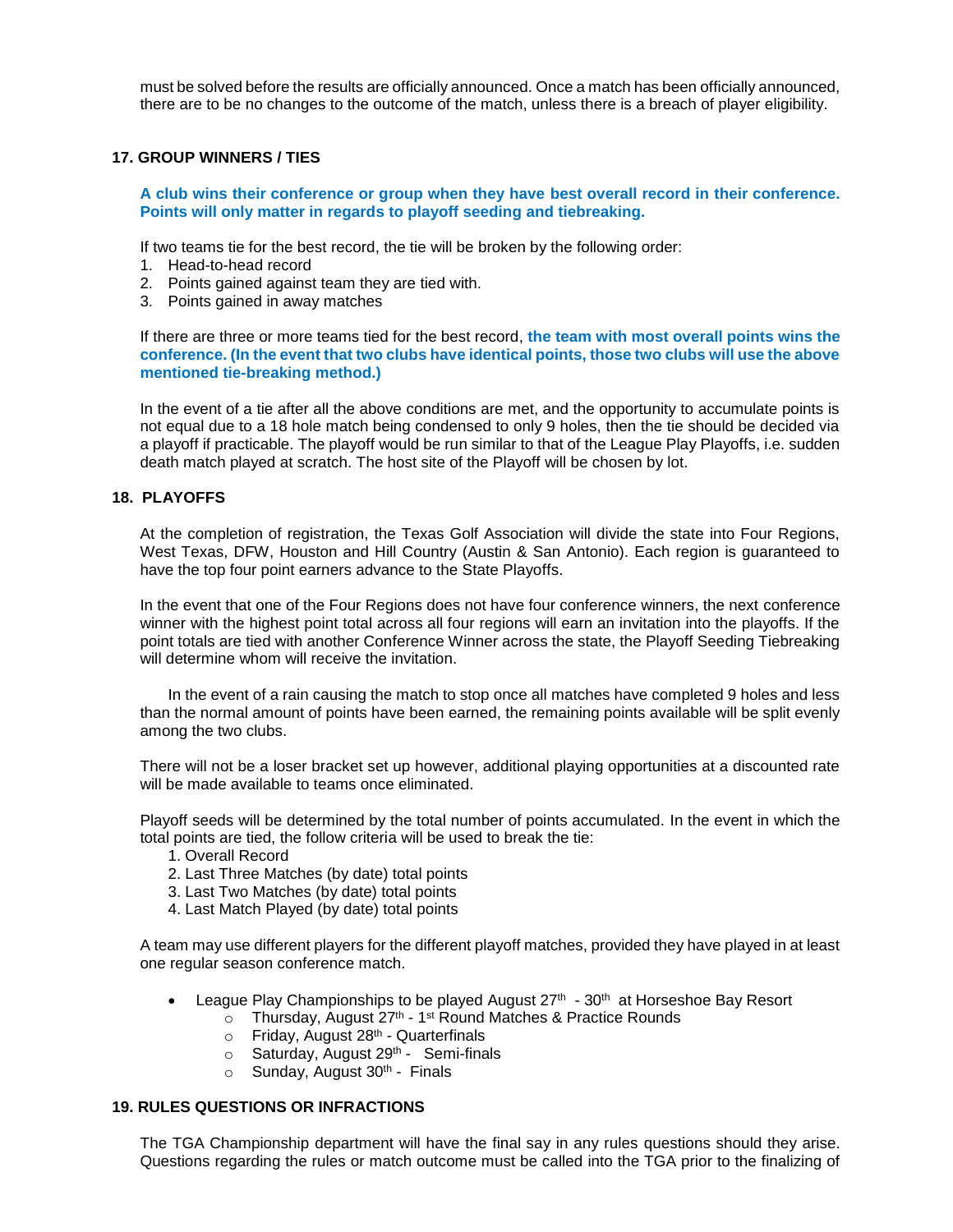must be solved before the results are officially announced. Once a match has been officially announced, there are to be no changes to the outcome of the match, unless there is a breach of player eligibility.

### 17. GROUP WINNERS / TIES

**A club wins their conference or group when they have best overall record in their conference. Points will only matter in regards to playoff seeding and tiebreaking.**

If two teams tie for the best record, the tie will be broken by the following order:

1. Head-to-head record
2. Points gained against team they are tied with.
3. Points gained in away matches

If there are three or more teams tied for the best record, **the team with most overall points wins the conference. (In the event that two clubs have identical points, those two clubs will use the above mentioned tie-breaking method.)**

In the event of a tie after all the above conditions are met, and the opportunity to accumulate points is not equal due to a 18 hole match being condensed to only 9 holes, then the tie should be decided via a playoff if practicable. The playoff would be run similar to that of the League Play Playoffs, i.e. sudden death match played at scratch. The host site of the Playoff will be chosen by lot.

### 18. PLAYOFFS

At the completion of registration, the Texas Golf Association will divide the state into Four Regions, West Texas, DFW, Houston and Hill Country (Austin & San Antonio). Each region is guaranteed to have the top four point earners advance to the State Playoffs.

In the event that one of the Four Regions does not have four conference winners, the next conference winner with the highest point total across all four regions will earn an invitation into the playoffs. If the point totals are tied with another Conference Winner across the state, the Playoff Seeding Tiebreaking will determine whom will receive the invitation.

In the event of a rain causing the match to stop once all matches have completed 9 holes and less than the normal amount of points have been earned, the remaining points available will be split evenly among the two clubs.

There will not be a loser bracket set up however, additional playing opportunities at a discounted rate will be made available to teams once eliminated.

Playoff seeds will be determined by the total number of points accumulated. In the event in which the total points are tied, the follow criteria will be used to break the tie:

1. Overall Record
2. Last Three Matches (by date) total points
3. Last Two Matches (by date) total points
4. Last Match Played (by date) total points

A team may use different players for the different playoff matches, provided they have played in at least one regular season conference match.

- League Play Championships to be played August 27th - 30th at Horseshoe Bay Resort
  - Thursday, August 27th - 1st Round Matches & Practice Rounds
  - Friday, August 28th - Quarterfinals
  - Saturday, August 29th - Semi-finals
  - Sunday, August 30th - Finals

### 19. RULES QUESTIONS OR INFRACTIONS

The TGA Championship department will have the final say in any rules questions should they arise. Questions regarding the rules or match outcome must be called into the TGA prior to the finalizing of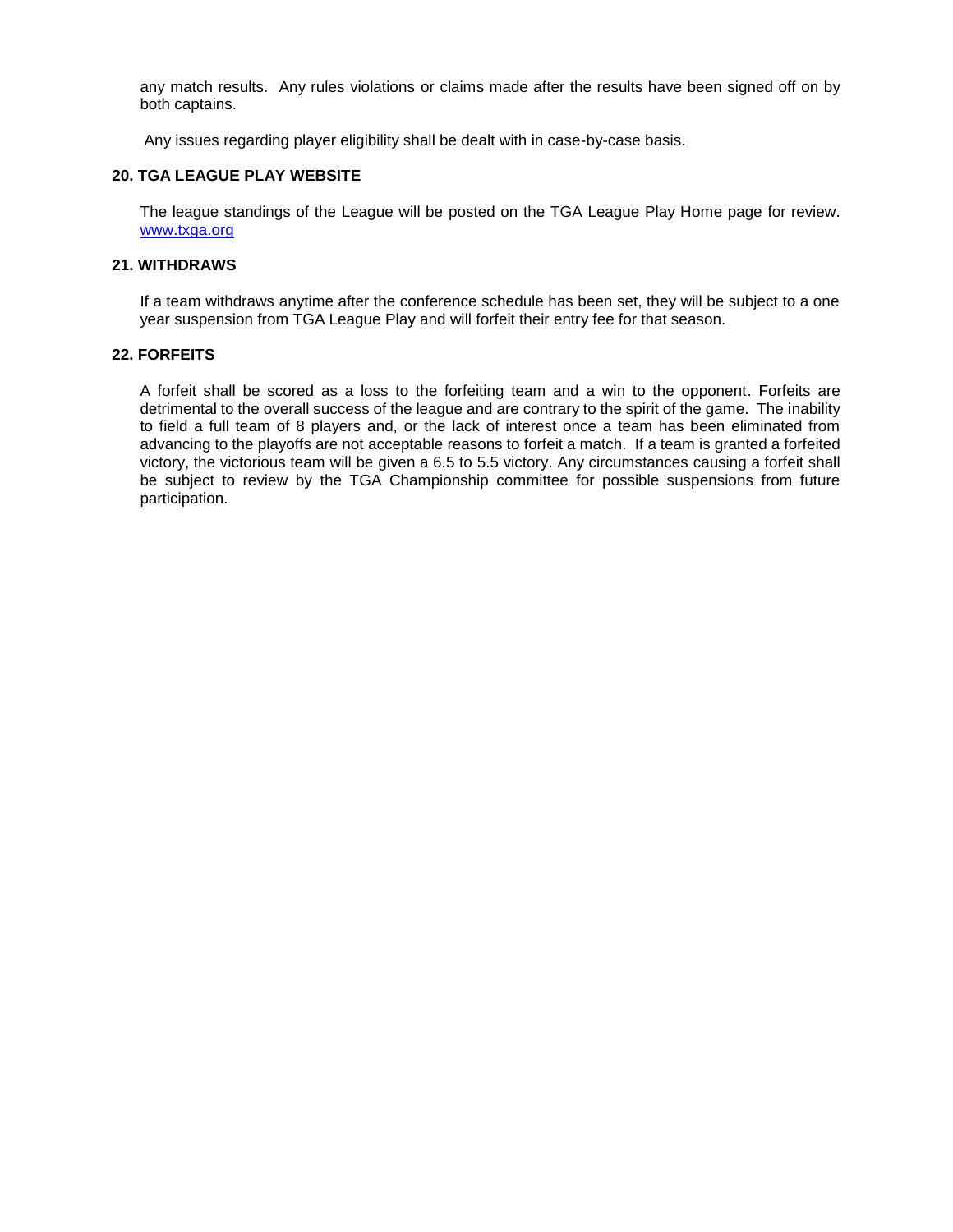any match results. Any rules violations or claims made after the results have been signed off on by both captains.

Any issues regarding player eligibility shall be dealt with in case-by-case basis.

### 20. TGA LEAGUE PLAY WEBSITE

The league standings of the League will be posted on the TGA League Play Home page for review. [www.txga.org](http://www.txga.org)

### 21. WITHDRAWS

If a team withdraws anytime after the conference schedule has been set, they will be subject to a one year suspension from TGA League Play and will forfeit their entry fee for that season.

### 22. FORFEITS

A forfeit shall be scored as a loss to the forfeiting team and a win to the opponent. Forfeits are detrimental to the overall success of the league and are contrary to the spirit of the game. The inability to field a full team of 8 players and, or the lack of interest once a team has been eliminated from advancing to the playoffs are not acceptable reasons to forfeit a match. If a team is granted a forfeited victory, the victorious team will be given a 6.5 to 5.5 victory. Any circumstances causing a forfeit shall be subject to review by the TGA Championship committee for possible suspensions from future participation.